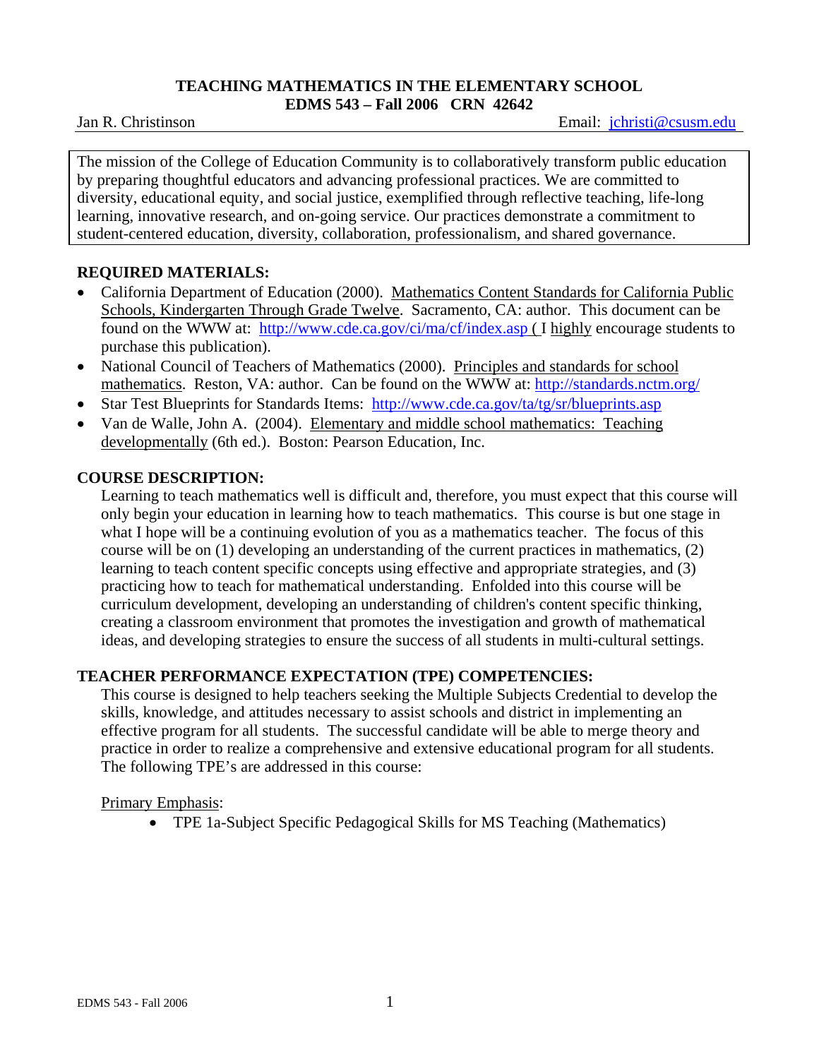# TEACHING MATHEMATICS IN THE ELEMENTARY SCHOOL
## EDMS 543 – Fall 2006 CRN 42642

Jan R. Christinson Email: jchristi@csusm.edu

> The mission of the College of Education Community is to collaboratively transform public education by preparing thoughtful educators and advancing professional practices. We are committed to diversity, educational equity, and social justice, exemplified through reflective teaching, life-long learning, innovative research, and on-going service. Our practices demonstrate a commitment to student-centered education, diversity, collaboration, professionalism, and shared governance.

### REQUIRED MATERIALS:

- California Department of Education (2000). Mathematics Content Standards for California Public Schools, Kindergarten Through Grade Twelve. Sacramento, CA: author. This document can be found on the WWW at: http://www.cde.ca.gov/ci/ma/cf/index.asp ( I highly encourage students to purchase this publication).
- National Council of Teachers of Mathematics (2000). Principles and standards for school mathematics. Reston, VA: author. Can be found on the WWW at: http://standards.nctm.org/
- Star Test Blueprints for Standards Items: http://www.cde.ca.gov/ta/tg/sr/blueprints.asp
- Van de Walle, John A. (2004). Elementary and middle school mathematics: Teaching developmentally (6th ed.). Boston: Pearson Education, Inc.

### COURSE DESCRIPTION:

Learning to teach mathematics well is difficult and, therefore, you must expect that this course will only begin your education in learning how to teach mathematics. This course is but one stage in what I hope will be a continuing evolution of you as a mathematics teacher. The focus of this course will be on (1) developing an understanding of the current practices in mathematics, (2) learning to teach content specific concepts using effective and appropriate strategies, and (3) practicing how to teach for mathematical understanding. Enfolded into this course will be curriculum development, developing an understanding of children's content specific thinking, creating a classroom environment that promotes the investigation and growth of mathematical ideas, and developing strategies to ensure the success of all students in multi-cultural settings.

### TEACHER PERFORMANCE EXPECTATION (TPE) COMPETENCIES:

This course is designed to help teachers seeking the Multiple Subjects Credential to develop the skills, knowledge, and attitudes necessary to assist schools and district in implementing an effective program for all students. The successful candidate will be able to merge theory and practice in order to realize a comprehensive and extensive educational program for all students. The following TPE's are addressed in this course:

Primary Emphasis:

- TPE 1a-Subject Specific Pedagogical Skills for MS Teaching (Mathematics)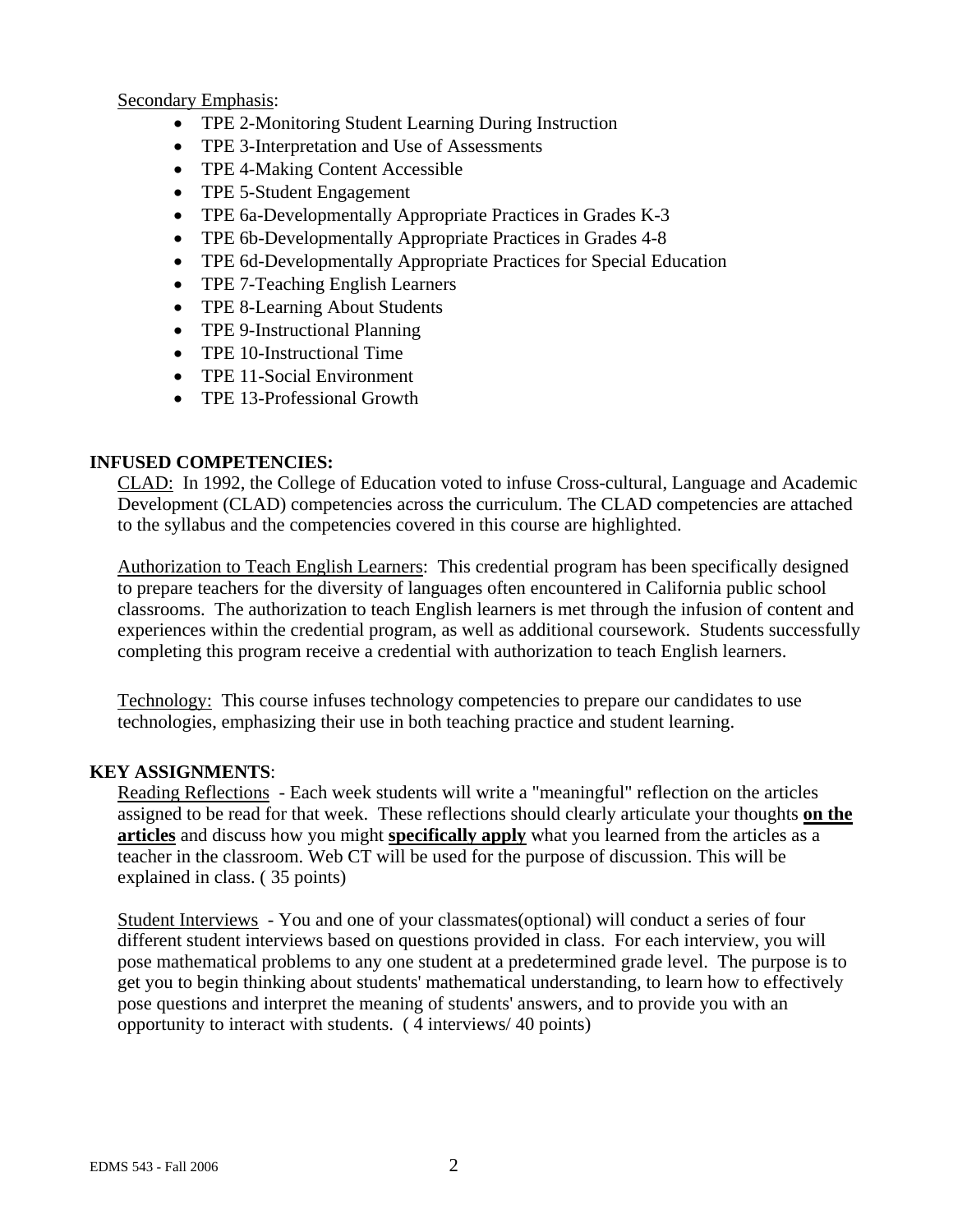Secondary Emphasis:

- TPE 2-Monitoring Student Learning During Instruction
- TPE 3-Interpretation and Use of Assessments
- TPE 4-Making Content Accessible
- TPE 5-Student Engagement
- TPE 6a-Developmentally Appropriate Practices in Grades K-3
- TPE 6b-Developmentally Appropriate Practices in Grades 4-8
- TPE 6d-Developmentally Appropriate Practices for Special Education
- TPE 7-Teaching English Learners
- TPE 8-Learning About Students
- TPE 9-Instructional Planning
- TPE 10-Instructional Time
- TPE 11-Social Environment
- TPE 13-Professional Growth

**INFUSED COMPETENCIES:**

CLAD: In 1992, the College of Education voted to infuse Cross-cultural, Language and Academic Development (CLAD) competencies across the curriculum. The CLAD competencies are attached to the syllabus and the competencies covered in this course are highlighted.

Authorization to Teach English Learners: This credential program has been specifically designed to prepare teachers for the diversity of languages often encountered in California public school classrooms. The authorization to teach English learners is met through the infusion of content and experiences within the credential program, as well as additional coursework. Students successfully completing this program receive a credential with authorization to teach English learners.

Technology: This course infuses technology competencies to prepare our candidates to use technologies, emphasizing their use in both teaching practice and student learning.

**KEY ASSIGNMENTS**:

Reading Reflections - Each week students will write a "meaningful" reflection on the articles assigned to be read for that week. These reflections should clearly articulate your thoughts **on the articles** and discuss how you might **specifically apply** what you learned from the articles as a teacher in the classroom. Web CT will be used for the purpose of discussion. This will be explained in class. ( 35 points)

Student Interviews - You and one of your classmates(optional) will conduct a series of four different student interviews based on questions provided in class. For each interview, you will pose mathematical problems to any one student at a predetermined grade level. The purpose is to get you to begin thinking about students' mathematical understanding, to learn how to effectively pose questions and interpret the meaning of students' answers, and to provide you with an opportunity to interact with students. ( 4 interviews/ 40 points)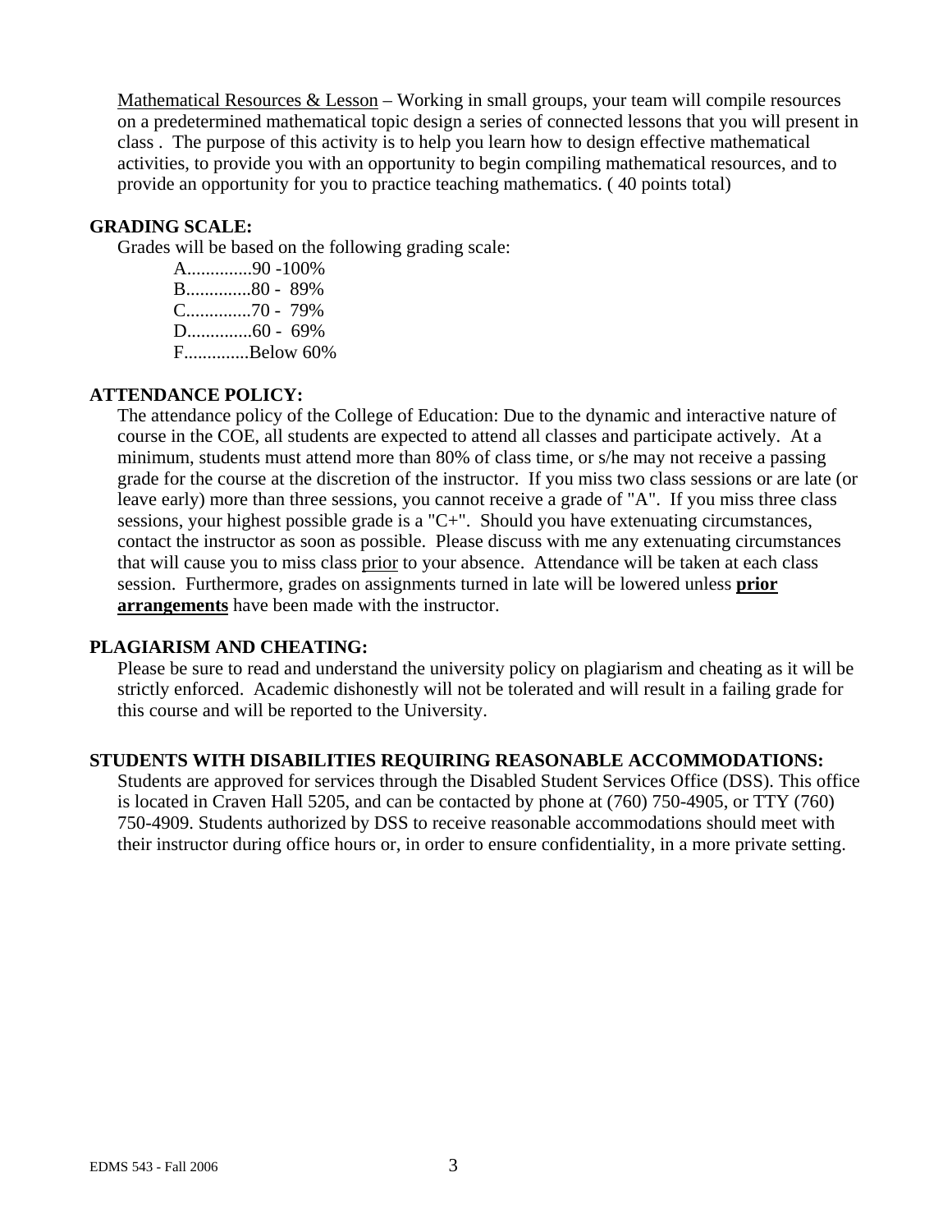Mathematical Resources & Lesson – Working in small groups, your team will compile resources on a predetermined mathematical topic design a series of connected lessons that you will present in class . The purpose of this activity is to help you learn how to design effective mathematical activities, to provide you with an opportunity to begin compiling mathematical resources, and to provide an opportunity for you to practice teaching mathematics. ( 40 points total)

**GRADING SCALE:**

Grades will be based on the following grading scale:

A..............90 -100%
B..............80 - 89%
C..............70 - 79%
D..............60 - 69%
F..............Below 60%

**ATTENDANCE POLICY:**

The attendance policy of the College of Education: Due to the dynamic and interactive nature of course in the COE, all students are expected to attend all classes and participate actively. At a minimum, students must attend more than 80% of class time, or s/he may not receive a passing grade for the course at the discretion of the instructor. If you miss two class sessions or are late (or leave early) more than three sessions, you cannot receive a grade of "A". If you miss three class sessions, your highest possible grade is a "C+". Should you have extenuating circumstances, contact the instructor as soon as possible. Please discuss with me any extenuating circumstances that will cause you to miss class prior to your absence. Attendance will be taken at each class session. Furthermore, grades on assignments turned in late will be lowered unless **prior arrangements** have been made with the instructor.

**PLAGIARISM AND CHEATING:**

Please be sure to read and understand the university policy on plagiarism and cheating as it will be strictly enforced. Academic dishonestly will not be tolerated and will result in a failing grade for this course and will be reported to the University.

**STUDENTS WITH DISABILITIES REQUIRING REASONABLE ACCOMMODATIONS:**

Students are approved for services through the Disabled Student Services Office (DSS). This office is located in Craven Hall 5205, and can be contacted by phone at (760) 750-4905, or TTY (760) 750-4909. Students authorized by DSS to receive reasonable accommodations should meet with their instructor during office hours or, in order to ensure confidentiality, in a more private setting.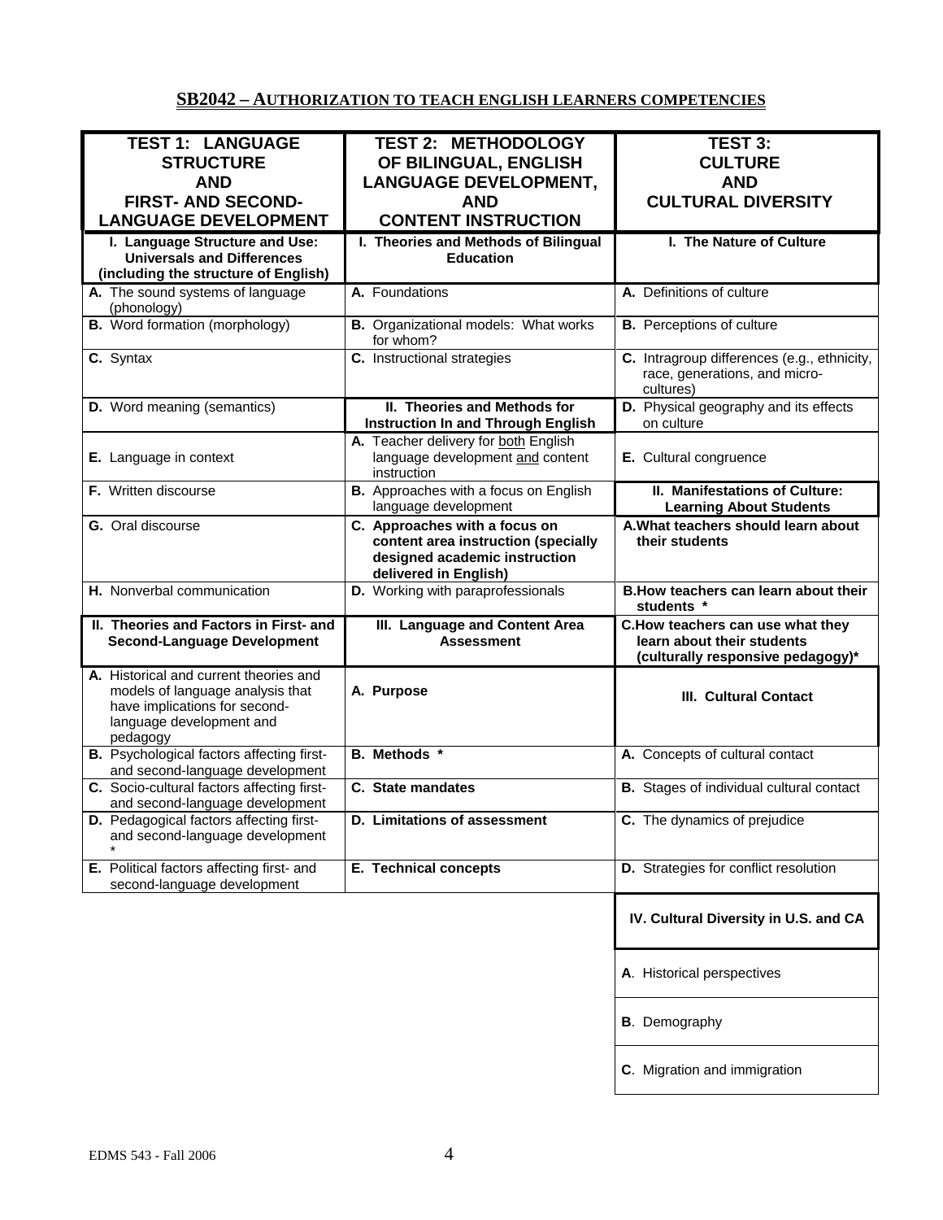## SB2042 – AUTHORIZATION TO TEACH ENGLISH LEARNERS COMPETENCIES

| TEST 1: LANGUAGE STRUCTURE AND FIRST- AND SECOND-LANGUAGE DEVELOPMENT | TEST 2: METHODOLOGY OF BILINGUAL, ENGLISH LANGUAGE DEVELOPMENT, AND CONTENT INSTRUCTION | TEST 3: CULTURE AND CULTURAL DIVERSITY |
|---|---|---|
| **I. Language Structure and Use: Universals and Differences (including the structure of English)** | **I. Theories and Methods of Bilingual Education** | **I. The Nature of Culture** |
| **A.** The sound systems of language (phonology) | **A.** Foundations | **A.** Definitions of culture |
| **B.** Word formation (morphology) | **B.** Organizational models: What works for whom? | **B.** Perceptions of culture |
| **C.** Syntax | **C.** Instructional strategies | **C.** Intragroup differences (e.g., ethnicity, race, generations, and micro-cultures) |
| **D.** Word meaning (semantics) | **II. Theories and Methods for Instruction In and Through English** | **D.** Physical geography and its effects on culture |
| **E.** Language in context | **A.** Teacher delivery for both English language development and content instruction | **E.** Cultural congruence |
| **F.** Written discourse | **B.** Approaches with a focus on English language development | **II. Manifestations of Culture: Learning About Students** |
| **G.** Oral discourse | **C. Approaches with a focus on content area instruction (specially designed academic instruction delivered in English)** | **A. What teachers should learn about their students** |
| **H.** Nonverbal communication | **D.** Working with paraprofessionals | **B. How teachers can learn about their students *** |
| **II. Theories and Factors in First- and Second-Language Development** | **III. Language and Content Area Assessment** | **C. How teachers can use what they learn about their students (culturally responsive pedagogy)*** |
| **A.** Historical and current theories and models of language analysis that have implications for second-language development and pedagogy | **A. Purpose** | **III. Cultural Contact** |
| **B.** Psychological factors affecting first- and second-language development | **B. Methods *** | **A.** Concepts of cultural contact |
| **C.** Socio-cultural factors affecting first- and second-language development | **C. State mandates** | **B.** Stages of individual cultural contact |
| **D.** Pedagogical factors affecting first- and second-language development * | **D. Limitations of assessment** | **C.** The dynamics of prejudice |
| **E.** Political factors affecting first- and second-language development | **E. Technical concepts** | **D.** Strategies for conflict resolution |
| | | **IV. Cultural Diversity in U.S. and CA** |
| | | **A**. Historical perspectives |
| | | **B**. Demography |
| | | **C**. Migration and immigration |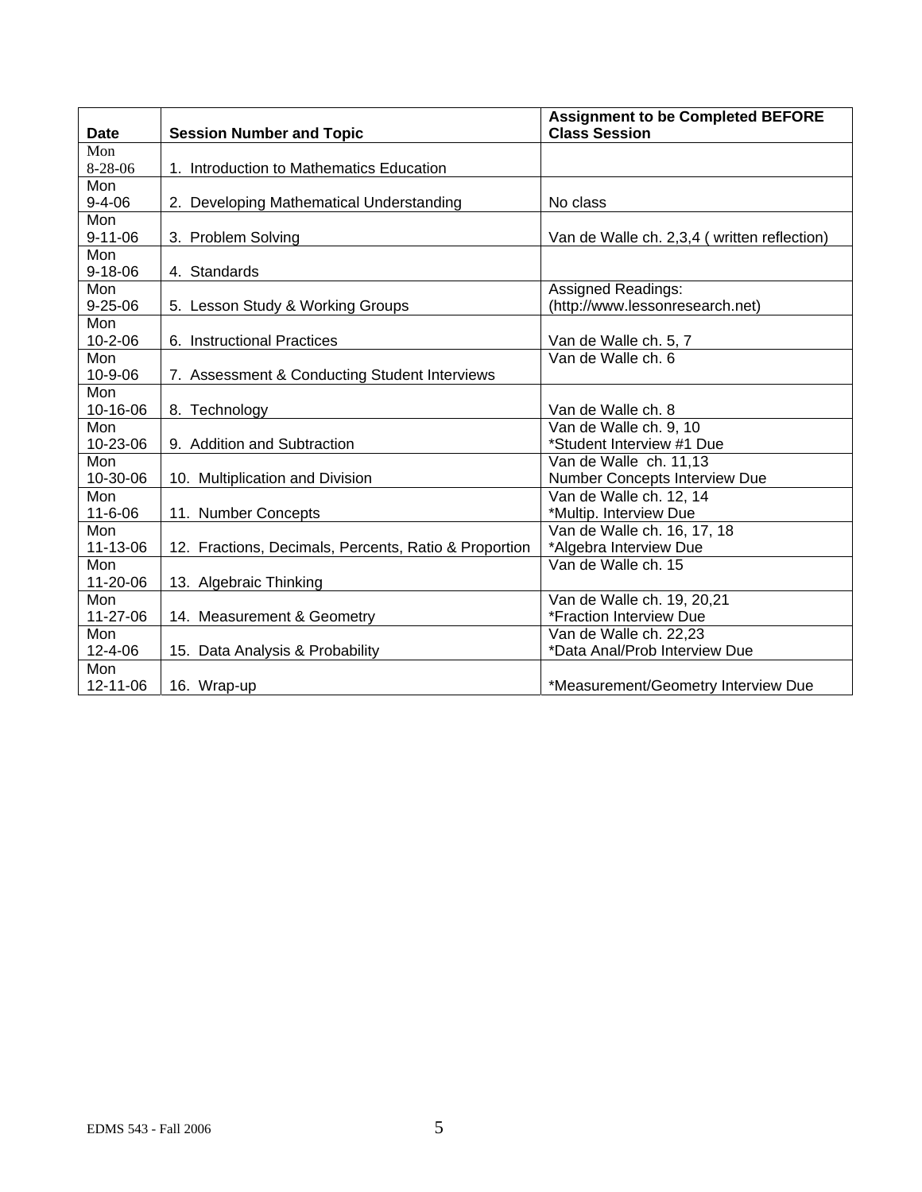| Date | Session Number and Topic | Assignment to be Completed BEFORE Class Session |
|---|---|---|
| Mon 8-28-06 | 1. Introduction to Mathematics Education | |
| Mon 9-4-06 | 2. Developing Mathematical Understanding | No class |
| Mon 9-11-06 | 3. Problem Solving | Van de Walle ch. 2,3,4 ( written reflection) |
| Mon 9-18-06 | 4. Standards | |
| Mon 9-25-06 | 5. Lesson Study & Working Groups | Assigned Readings: (http://www.lessonresearch.net) |
| Mon 10-2-06 | 6. Instructional Practices | Van de Walle ch. 5, 7 |
| Mon 10-9-06 | 7. Assessment & Conducting Student Interviews | Van de Walle ch. 6 |
| Mon 10-16-06 | 8. Technology | Van de Walle ch. 8 |
| Mon 10-23-06 | 9. Addition and Subtraction | Van de Walle ch. 9, 10 *Student Interview #1 Due |
| Mon 10-30-06 | 10. Multiplication and Division | Van de Walle ch. 11,13 Number Concepts Interview Due |
| Mon 11-6-06 | 11. Number Concepts | Van de Walle ch. 12, 14 *Multip. Interview Due |
| Mon 11-13-06 | 12. Fractions, Decimals, Percents, Ratio & Proportion | Van de Walle ch. 16, 17, 18 *Algebra Interview Due |
| Mon 11-20-06 | 13. Algebraic Thinking | Van de Walle ch. 15 |
| Mon 11-27-06 | 14. Measurement & Geometry | Van de Walle ch. 19, 20,21 *Fraction Interview Due |
| Mon 12-4-06 | 15. Data Analysis & Probability | Van de Walle ch. 22,23 *Data Anal/Prob Interview Due |
| Mon 12-11-06 | 16. Wrap-up | *Measurement/Geometry Interview Due |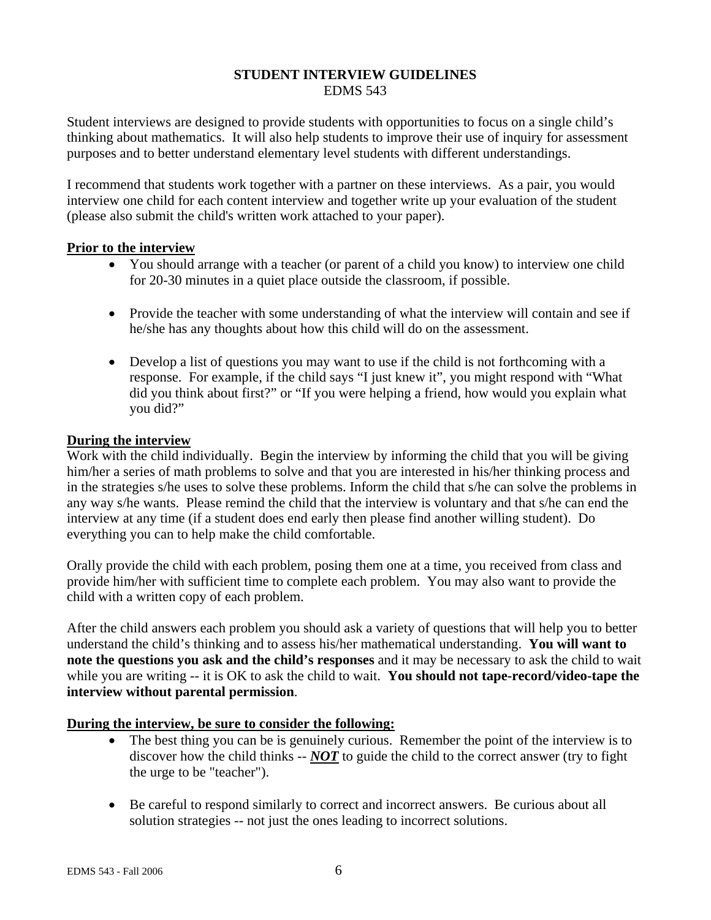# STUDENT INTERVIEW GUIDELINES

EDMS 543

Student interviews are designed to provide students with opportunities to focus on a single child's thinking about mathematics. It will also help students to improve their use of inquiry for assessment purposes and to better understand elementary level students with different understandings.

I recommend that students work together with a partner on these interviews. As a pair, you would interview one child for each content interview and together write up your evaluation of the student (please also submit the child's written work attached to your paper).

**Prior to the interview**

- You should arrange with a teacher (or parent of a child you know) to interview one child for 20-30 minutes in a quiet place outside the classroom, if possible.
- Provide the teacher with some understanding of what the interview will contain and see if he/she has any thoughts about how this child will do on the assessment.
- Develop a list of questions you may want to use if the child is not forthcoming with a response. For example, if the child says "I just knew it", you might respond with "What did you think about first?" or "If you were helping a friend, how would you explain what you did?"

**During the interview**

Work with the child individually. Begin the interview by informing the child that you will be giving him/her a series of math problems to solve and that you are interested in his/her thinking process and in the strategies s/he uses to solve these problems. Inform the child that s/he can solve the problems in any way s/he wants. Please remind the child that the interview is voluntary and that s/he can end the interview at any time (if a student does end early then please find another willing student). Do everything you can to help make the child comfortable.

Orally provide the child with each problem, posing them one at a time, you received from class and provide him/her with sufficient time to complete each problem. You may also want to provide the child with a written copy of each problem.

After the child answers each problem you should ask a variety of questions that will help you to better understand the child's thinking and to assess his/her mathematical understanding. **You will want to note the questions you ask and the child's responses** and it may be necessary to ask the child to wait while you are writing -- it is OK to ask the child to wait. **You should not tape-record/video-tape the interview without parental permission**.

**During the interview, be sure to consider the following:**

- The best thing you can be is genuinely curious. Remember the point of the interview is to discover how the child thinks -- ***NOT*** to guide the child to the correct answer (try to fight the urge to be "teacher").
- Be careful to respond similarly to correct and incorrect answers. Be curious about all solution strategies -- not just the ones leading to incorrect solutions.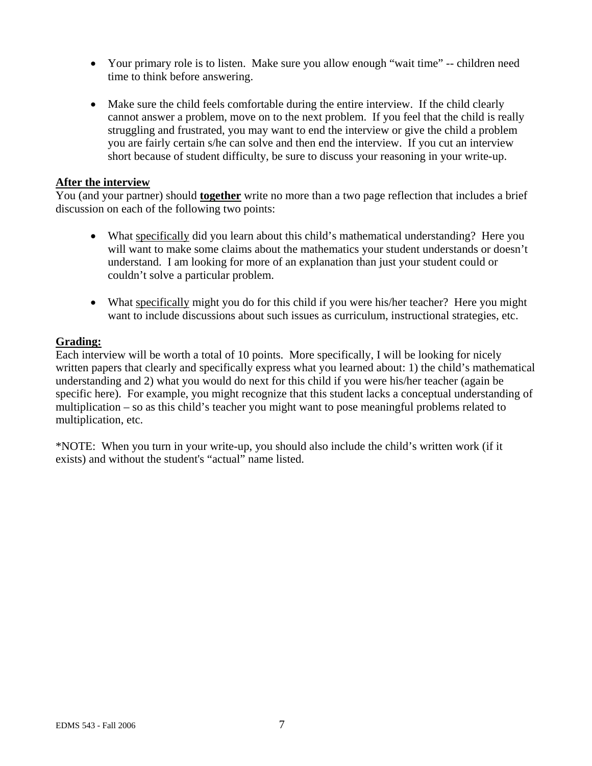- Your primary role is to listen. Make sure you allow enough "wait time" -- children need time to think before answering.

- Make sure the child feels comfortable during the entire interview. If the child clearly cannot answer a problem, move on to the next problem. If you feel that the child is really struggling and frustrated, you may want to end the interview or give the child a problem you are fairly certain s/he can solve and then end the interview. If you cut an interview short because of student difficulty, be sure to discuss your reasoning in your write-up.

**After the interview**

You (and your partner) should **together** write no more than a two page reflection that includes a brief discussion on each of the following two points:

- What specifically did you learn about this child's mathematical understanding? Here you will want to make some claims about the mathematics your student understands or doesn't understand. I am looking for more of an explanation than just your student could or couldn't solve a particular problem.

- What specifically might you do for this child if you were his/her teacher? Here you might want to include discussions about such issues as curriculum, instructional strategies, etc.

**Grading:**

Each interview will be worth a total of 10 points. More specifically, I will be looking for nicely written papers that clearly and specifically express what you learned about: 1) the child's mathematical understanding and 2) what you would do next for this child if you were his/her teacher (again be specific here). For example, you might recognize that this student lacks a conceptual understanding of multiplication – so as this child's teacher you might want to pose meaningful problems related to multiplication, etc.

*NOTE: When you turn in your write-up, you should also include the child's written work (if it exists) and without the student's "actual" name listed.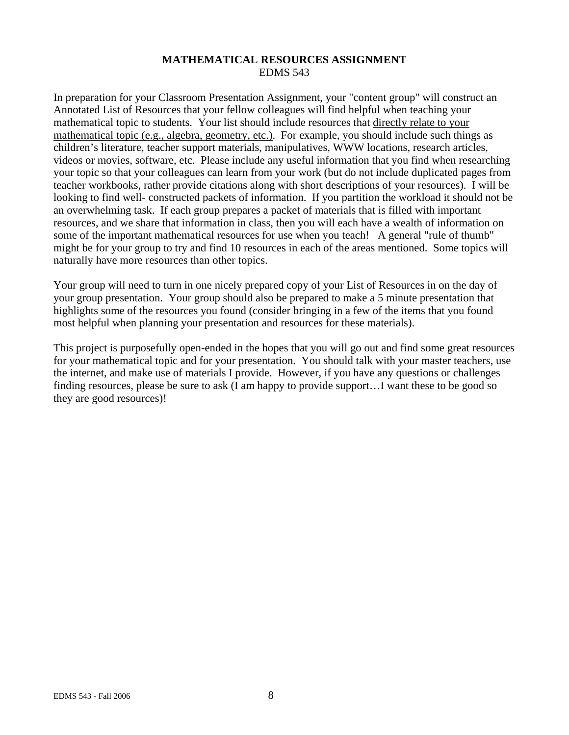# MATHEMATICAL RESOURCES ASSIGNMENT

EDMS 543

In preparation for your Classroom Presentation Assignment, your "content group" will construct an Annotated List of Resources that your fellow colleagues will find helpful when teaching your mathematical topic to students. Your list should include resources that directly relate to your mathematical topic (e.g., algebra, geometry, etc.). For example, you should include such things as children's literature, teacher support materials, manipulatives, WWW locations, research articles, videos or movies, software, etc. Please include any useful information that you find when researching your topic so that your colleagues can learn from your work (but do not include duplicated pages from teacher workbooks, rather provide citations along with short descriptions of your resources). I will be looking to find well- constructed packets of information. If you partition the workload it should not be an overwhelming task. If each group prepares a packet of materials that is filled with important resources, and we share that information in class, then you will each have a wealth of information on some of the important mathematical resources for use when you teach! A general "rule of thumb" might be for your group to try and find 10 resources in each of the areas mentioned. Some topics will naturally have more resources than other topics.

Your group will need to turn in one nicely prepared copy of your List of Resources in on the day of your group presentation. Your group should also be prepared to make a 5 minute presentation that highlights some of the resources you found (consider bringing in a few of the items that you found most helpful when planning your presentation and resources for these materials).

This project is purposefully open-ended in the hopes that you will go out and find some great resources for your mathematical topic and for your presentation. You should talk with your master teachers, use the internet, and make use of materials I provide. However, if you have any questions or challenges finding resources, please be sure to ask (I am happy to provide support…I want these to be good so they are good resources)!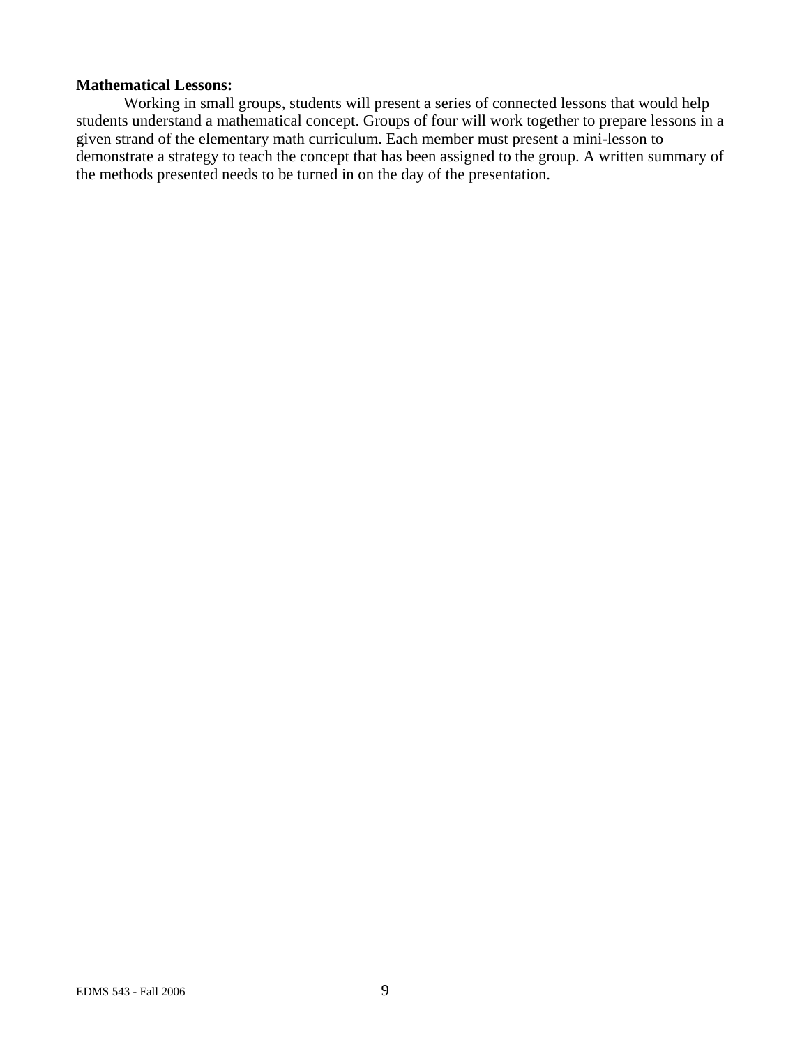**Mathematical Lessons:**

Working in small groups, students will present a series of connected lessons that would help students understand a mathematical concept. Groups of four will work together to prepare lessons in a given strand of the elementary math curriculum. Each member must present a mini-lesson to demonstrate a strategy to teach the concept that has been assigned to the group. A written summary of the methods presented needs to be turned in on the day of the presentation.